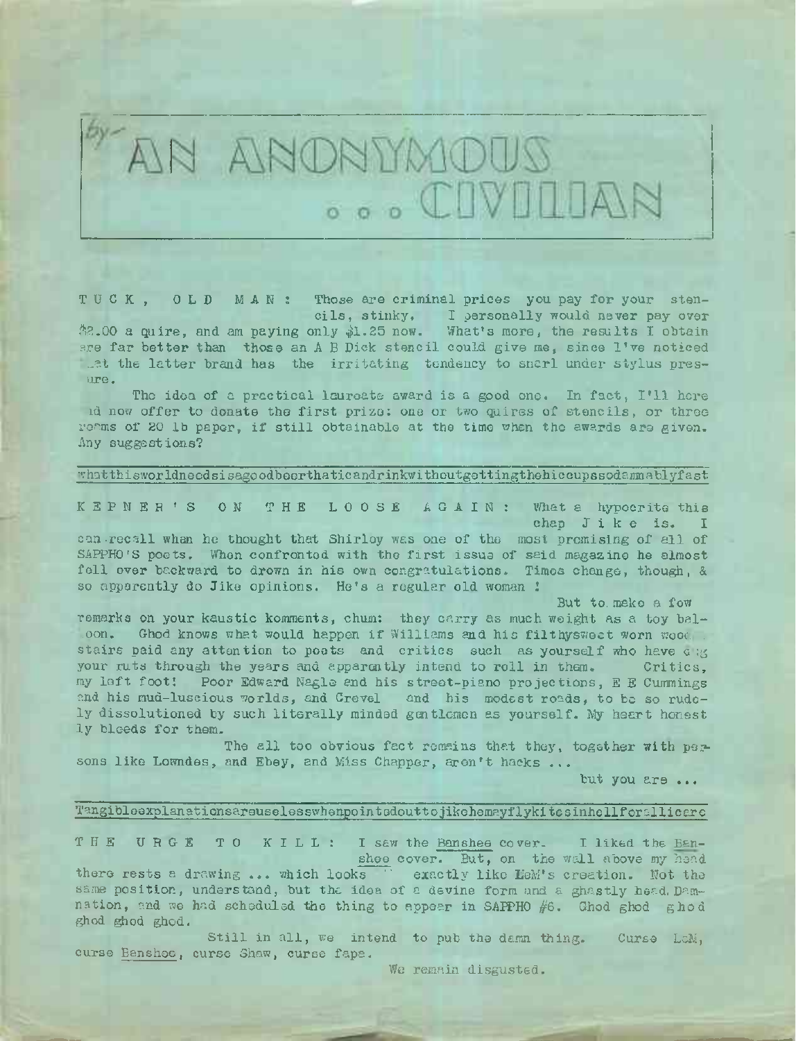# by— AN ANONYMOUS ... CIVILIAN

TUCK, OLD MAN: Those are criminal prices you pay for your stencils, stinky. I personally would never pay over $2.00 a quire, and am paying only $1.25 now. What's more, the results I obtain are far better than those an A B Dick stencil could give me, since I've noticed that the latter brand has the irritating tendency to snarl under stylus pressure.

The idea of a practical laureate award is a good one. In fact, I'll here and now offer to donate the first prize: one or two quires of stencils, or three reams of 20 lb paper, if still obtainable at the time when the awards are given. Any suggestions?

whatthisworldneedsisagoodbeerthaticandrinkwithoutgettingthehiccupssodamnablyfast

KEPNER'S ON THE LOOSE AGAIN: What a hypocrite this chap Jike is. I can recall when he thought that Shirley was one of the most promising of all of SAPPHO'S poets. When confronted with the first issue of said magazine he almost fell over backward to drown in his own congratulations. Times change, though, & so apparently do Jike opinions. He's a regular old woman !

But to make a few remarks on your kaustic komments, chum: they carry as much weight as a toy balloon. Ghod knows what would happen if Williams and his filthysweet worn wood stairs paid any attention to poets and critics such as yourself who have dug your ruts through the years and apparently intend to roll in them. Critics, my left foot! Poor Edward Nagle and his street-piano projections, E E Cummings and his mud-luscious worlds, and Grevel and his modest roads, to be so rudely dissolutioned by such literally minded gentlemen as yourself. My heart honestly bleeds for them.

The all too obvious fact remains that they, together with persons like Lowndes, and Ebey, and Miss Chapper, aren't hacks ...

but you are ...

Tangibleexplanationsareuselesswhenpointedouttojikehemayflykitesinhellforallicare

THE URGE TO KILL: I saw the Banshee cover. I liked the Banshee cover. But, on the wall above my head there rests a drawing ... which looks exactly like LeM's creation. Not the same position, understand, but the idea of a devine form and a ghastly head. Damnation, and we had scheduled the thing to appear in SAPPHO #6. Ghod ghod ghod ghod ghod ghod.

Still in all, we intend to pub the damn thing. Curse LeM, curse Banshee, curse Shaw, curse fape.

We remain disgusted.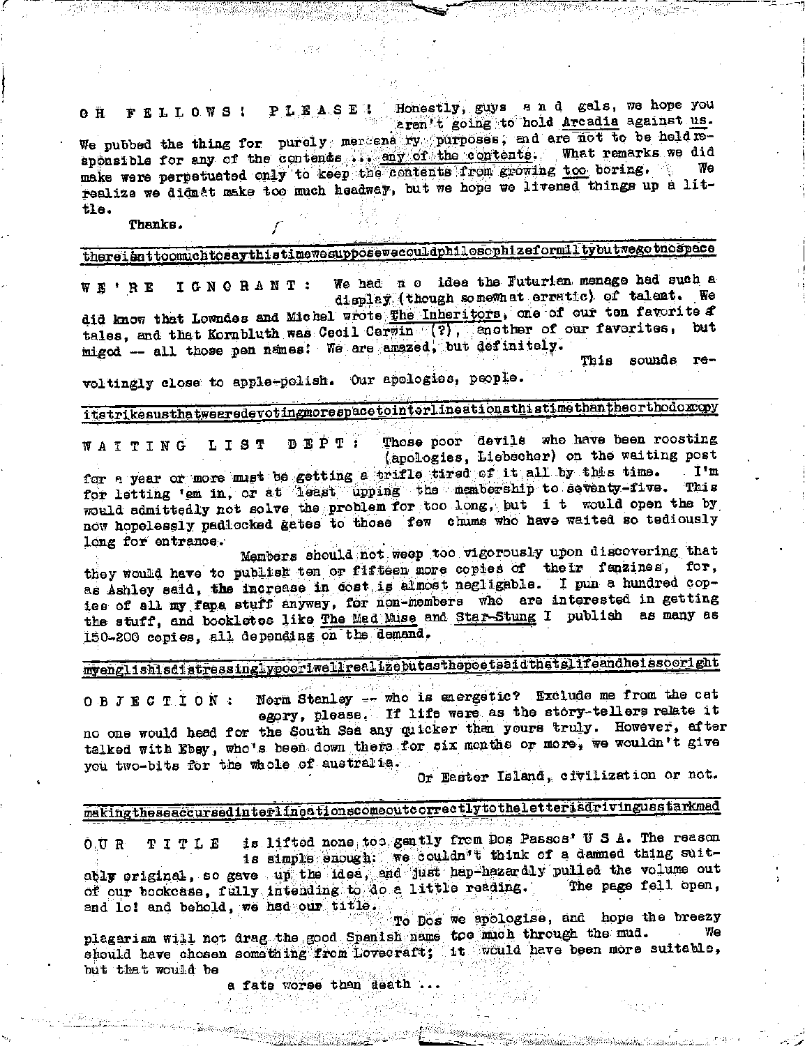O H   F E L L O W S !   P L E A S E !   Honestly, guys a n d gals, we hope you aren't going to hold Arcadia against us. We pubbed the thing for purely mercenary purposes, and are not to be held responsible for any of the contents ... any of the contents. What remarks we did make were perpetuated only to keep the contents from growing too boring. We realize we didn't make too much headway, but we hope we livened things up a little.

Thanks.

thereisnttoomuchtosaythistimewesupposewecouldphilosophizeformilitybutwegotnospace

W E ' R E   I G N O R A N T :   We had n o idea the Futurian menage had such a display (though somewhat erratic) of talent. We did know that Lowndes and Michel wrote The Inheritors, one of our ten favorite sf tales, and that Kornbluth was Cecil Corwin (?), another of our favorites, but migod -- all those pen names! We are amazed, but definitely.

This sounds revoltingly close to apple-polish. Our apologies, people.

itstrikesusthatweeredevotingmorespacetointerlineationsthistimethantheorthodoxcopy

W A I T I N G   L I S T   D E P T :   Those poor devils who have been roosting (apologies, Liebscher) on the waiting post for a year or more must be getting a trifle tired of it all by this time. I'm for letting 'em in, or at least upping the membership to seventy-five. This would admittedly not solve the problem for too long, but i t would open the by now hopelessly padlocked gates to those few chums who have waited so tediously long for entrance.

Members should not weep too vigorously upon discovering that they would have to publish ten or fifteen more copies of their fanzines, for, as Ashley said, the increase in cost is almost negligable. I run a hundred copies of all my fapa stuff anyway, for non-members who are interested in getting the stuff, and booklets like The Mad Muse and Star-Stung I publish as many as 150-200 copies, all depending on the demand.

myenglishisdistressinglypooriwellrealizebutasthepoetsaidthatslifeandheissoright

O B J E C T I O N :   Norm Stanley -- who is energetic? Exclude me from the category, please. If life were as the story-tellers relate it no one would head for the South Sea any quicker than yours truly. However, after talked with Ebey, who's been down there for six months or more, we wouldn't give you two-bits for the whole of australia.

Or Easter Island, civilization or not.

makingtheseaccursedinterlineationscomeoutcorrectlytotheletterisdrivingusstarkmad

O U R   T I T L E   is lifted none too gently from Dos Passos' U S A. The reason is simple enough: we couldn't think of a damned thing suitably original, so gave up the idea, and just hap-hazardly pulled the volume out of our bookcase, fully intending to do a little reading. The page fell open, and lo! and behold, we had our title.

To Dos we apologise, and hope the breezy plagarism will not drag the good Spanish name too much through the mud. We should have chosen something from Lovecraft; it would have been more suitable, but that would be

a fate worse than death ...